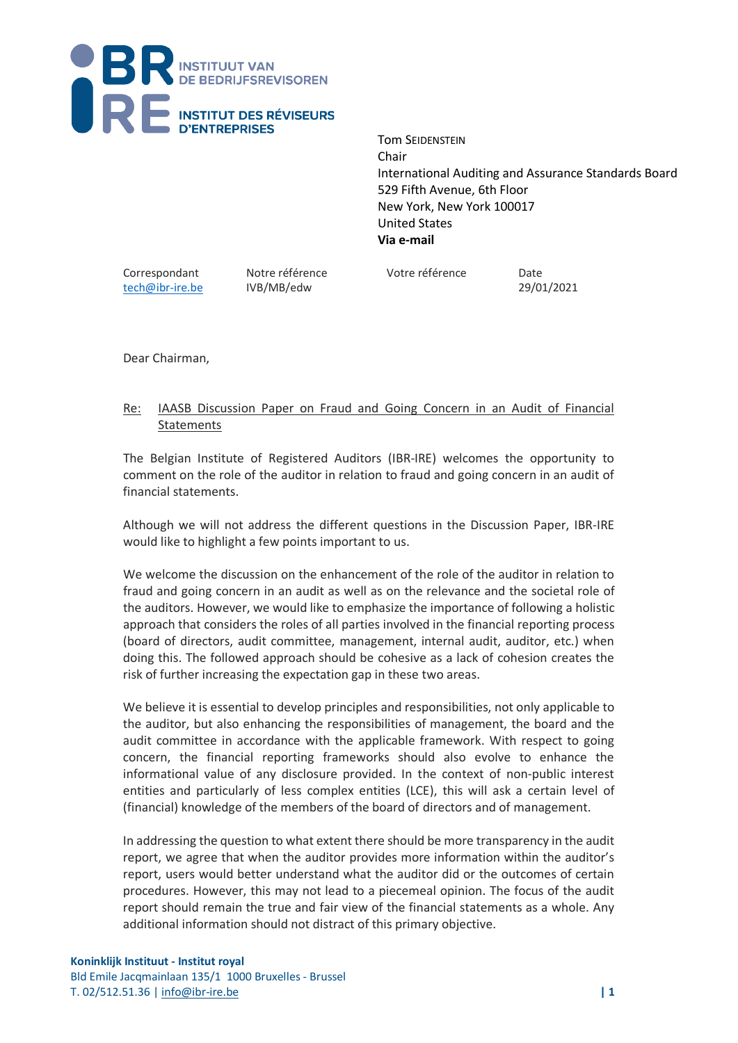**INSTITUUT VAN DE BEDRIJFSREVISOREN**
**INSTITUT DES RÉVISEURS D'ENTREPRISES**

Tom SEIDENSTEIN
Chair
International Auditing and Assurance Standards Board
529 Fifth Avenue, 6th Floor
New York, New York 100017
United States
**Via e-mail**

| Correspondant | Notre référence | Votre référence | Date |
| --- | --- | --- | --- |
| tech@ibr-ire.be | IVB/MB/edw | | 29/01/2021 |

Dear Chairman,

Re: IAASB Discussion Paper on Fraud and Going Concern in an Audit of Financial Statements

The Belgian Institute of Registered Auditors (IBR-IRE) welcomes the opportunity to comment on the role of the auditor in relation to fraud and going concern in an audit of financial statements.

Although we will not address the different questions in the Discussion Paper, IBR-IRE would like to highlight a few points important to us.

We welcome the discussion on the enhancement of the role of the auditor in relation to fraud and going concern in an audit as well as on the relevance and the societal role of the auditors. However, we would like to emphasize the importance of following a holistic approach that considers the roles of all parties involved in the financial reporting process (board of directors, audit committee, management, internal audit, auditor, etc.) when doing this. The followed approach should be cohesive as a lack of cohesion creates the risk of further increasing the expectation gap in these two areas.

We believe it is essential to develop principles and responsibilities, not only applicable to the auditor, but also enhancing the responsibilities of management, the board and the audit committee in accordance with the applicable framework. With respect to going concern, the financial reporting frameworks should also evolve to enhance the informational value of any disclosure provided. In the context of non-public interest entities and particularly of less complex entities (LCE), this will ask a certain level of (financial) knowledge of the members of the board of directors and of management.

In addressing the question to what extent there should be more transparency in the audit report, we agree that when the auditor provides more information within the auditor's report, users would better understand what the auditor did or the outcomes of certain procedures. However, this may not lead to a piecemeal opinion. The focus of the audit report should remain the true and fair view of the financial statements as a whole. Any additional information should not distract of this primary objective.

**Koninklijk Instituut - Institut royal**
Bld Emile Jacqmainlaan 135/1 1000 Bruxelles - Brussel
T. 02/512.51.36 | info@ibr-ire.be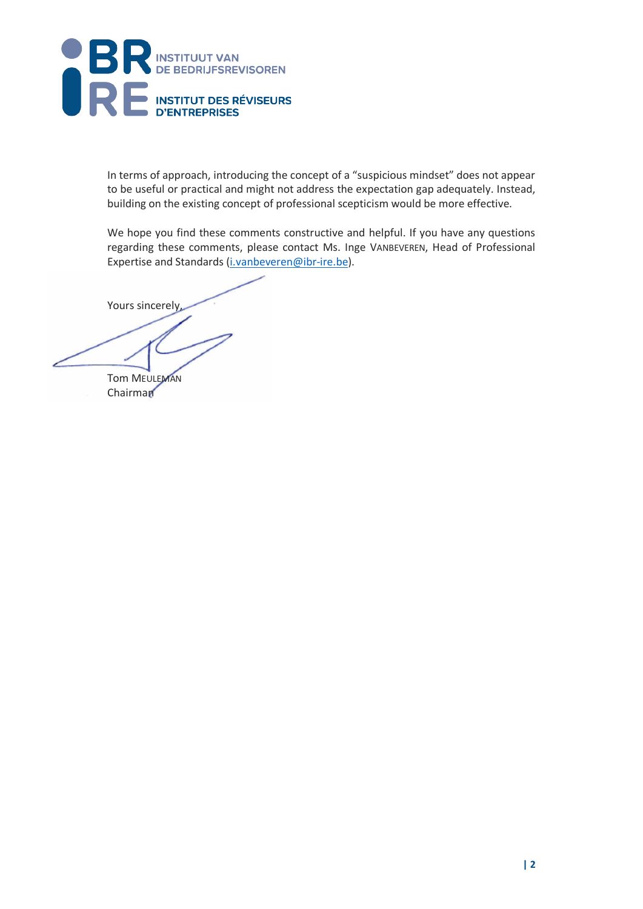In terms of approach, introducing the concept of a "suspicious mindset" does not appear to be useful or practical and might not address the expectation gap adequately. Instead, building on the existing concept of professional scepticism would be more effective.

We hope you find these comments constructive and helpful. If you have any questions regarding these comments, please contact Ms. Inge VANBEVEREN, Head of Professional Expertise and Standards (i.vanbeveren@ibr-ire.be).

Yours sincerely,

Tom MEULEMAN
Chairman